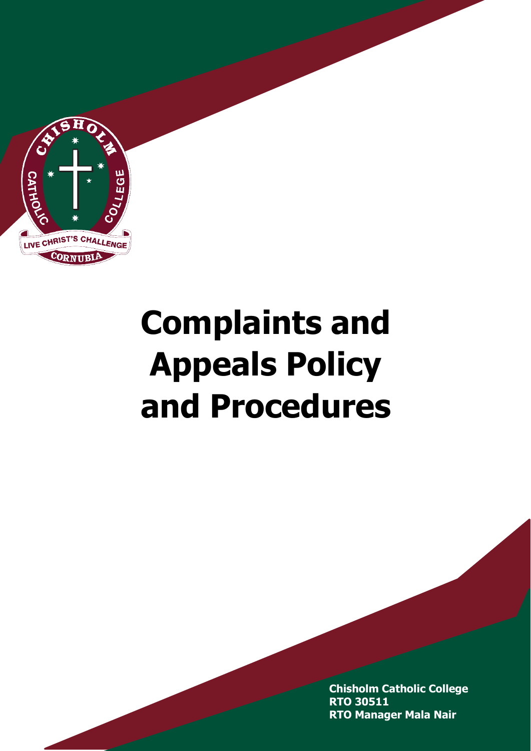# Complaints and Appeals Policy and Procedures

**Chisholm Catholic College**
**RTO 30511**
**RTO Manager Mala Nair**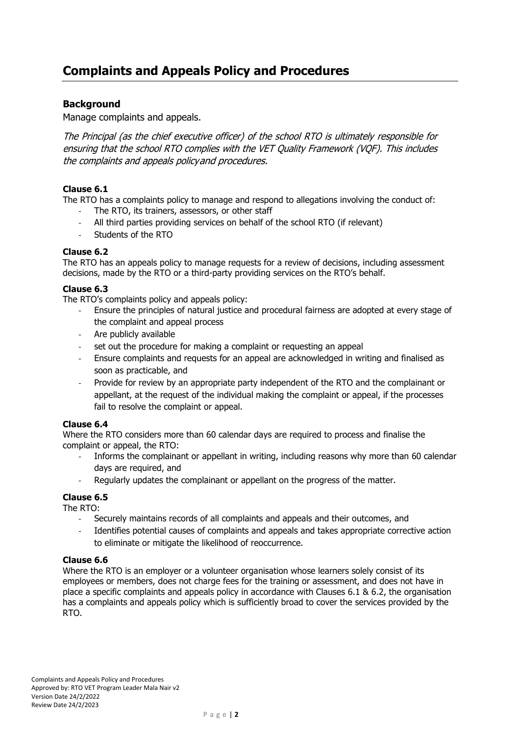# Complaints and Appeals Policy and Procedures

## Background

Manage complaints and appeals.

*The Principal (as the chief executive officer) of the school RTO is ultimately responsible for ensuring that the school RTO complies with the VET Quality Framework (VQF). This includes the complaints and appeals policyand procedures.*

### Clause 6.1

The RTO has a complaints policy to manage and respond to allegations involving the conduct of:

- The RTO, its trainers, assessors, or other staff
- All third parties providing services on behalf of the school RTO (if relevant)
- Students of the RTO

### Clause 6.2

The RTO has an appeals policy to manage requests for a review of decisions, including assessment decisions, made by the RTO or a third-party providing services on the RTO's behalf.

### Clause 6.3

The RTO's complaints policy and appeals policy:

- Ensure the principles of natural justice and procedural fairness are adopted at every stage of the complaint and appeal process
- Are publicly available
- set out the procedure for making a complaint or requesting an appeal
- Ensure complaints and requests for an appeal are acknowledged in writing and finalised as soon as practicable, and
- Provide for review by an appropriate party independent of the RTO and the complainant or appellant, at the request of the individual making the complaint or appeal, if the processes fail to resolve the complaint or appeal.

### Clause 6.4

Where the RTO considers more than 60 calendar days are required to process and finalise the complaint or appeal, the RTO:

- Informs the complainant or appellant in writing, including reasons why more than 60 calendar days are required, and
- Regularly updates the complainant or appellant on the progress of the matter.

### Clause 6.5

The RTO:

- Securely maintains records of all complaints and appeals and their outcomes, and
- Identifies potential causes of complaints and appeals and takes appropriate corrective action to eliminate or mitigate the likelihood of reoccurrence.

### Clause 6.6

Where the RTO is an employer or a volunteer organisation whose learners solely consist of its employees or members, does not charge fees for the training or assessment, and does not have in place a specific complaints and appeals policy in accordance with Clauses 6.1 & 6.2, the organisation has a complaints and appeals policy which is sufficiently broad to cover the services provided by the RTO.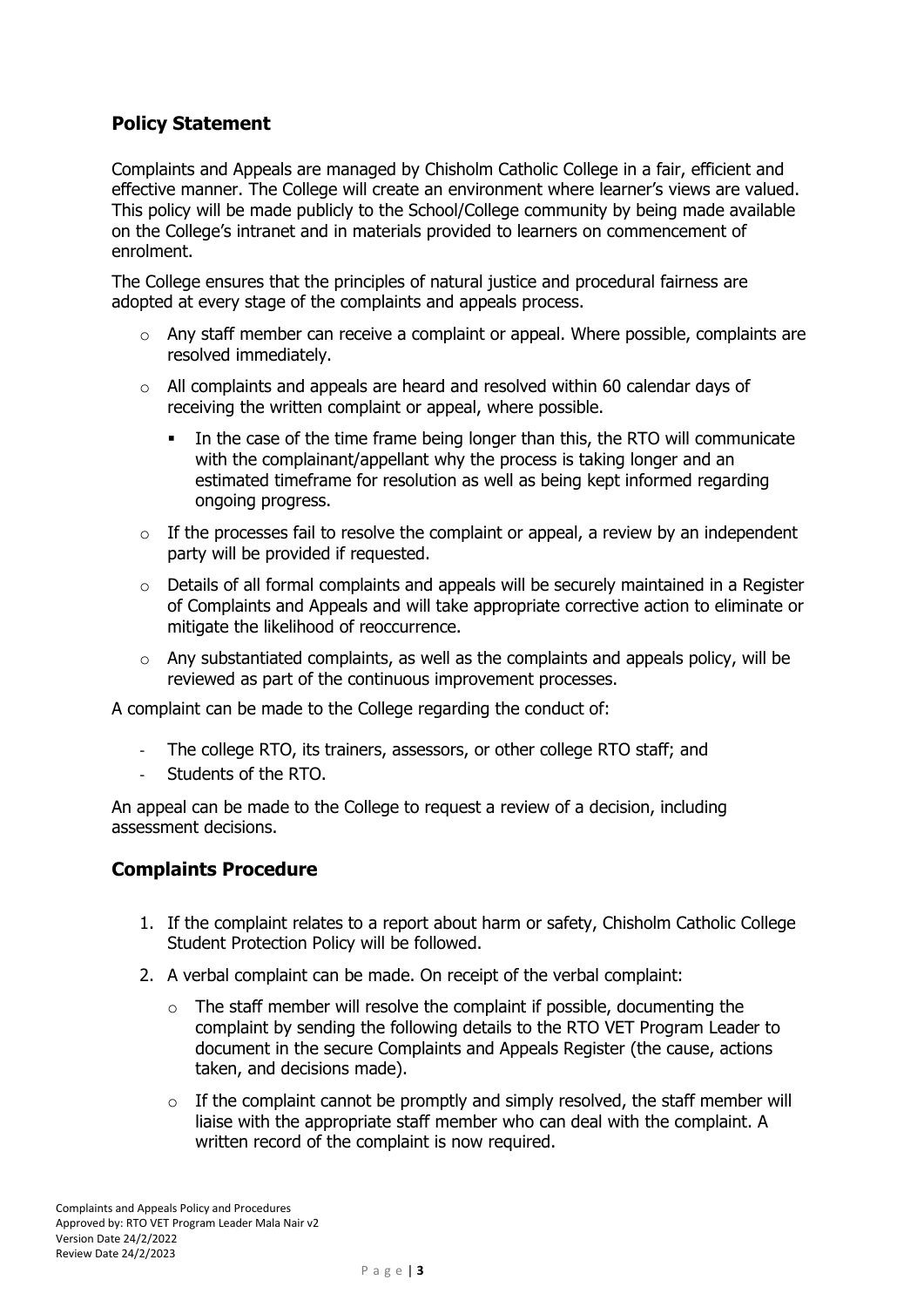## Policy Statement

Complaints and Appeals are managed by Chisholm Catholic College in a fair, efficient and effective manner. The College will create an environment where learner's views are valued. This policy will be made publicly to the School/College community by being made available on the College's intranet and in materials provided to learners on commencement of enrolment.

The College ensures that the principles of natural justice and procedural fairness are adopted at every stage of the complaints and appeals process.

- Any staff member can receive a complaint or appeal. Where possible, complaints are resolved immediately.
- All complaints and appeals are heard and resolved within 60 calendar days of receiving the written complaint or appeal, where possible.
  - In the case of the time frame being longer than this, the RTO will communicate with the complainant/appellant why the process is taking longer and an estimated timeframe for resolution as well as being kept informed regarding ongoing progress.
- If the processes fail to resolve the complaint or appeal, a review by an independent party will be provided if requested.
- Details of all formal complaints and appeals will be securely maintained in a Register of Complaints and Appeals and will take appropriate corrective action to eliminate or mitigate the likelihood of reoccurrence.
- Any substantiated complaints, as well as the complaints and appeals policy, will be reviewed as part of the continuous improvement processes.

A complaint can be made to the College regarding the conduct of:

- The college RTO, its trainers, assessors, or other college RTO staff; and
- Students of the RTO.

An appeal can be made to the College to request a review of a decision, including assessment decisions.

## Complaints Procedure

1. If the complaint relates to a report about harm or safety, Chisholm Catholic College Student Protection Policy will be followed.
2. A verbal complaint can be made. On receipt of the verbal complaint:
   - The staff member will resolve the complaint if possible, documenting the complaint by sending the following details to the RTO VET Program Leader to document in the secure Complaints and Appeals Register (the cause, actions taken, and decisions made).
   - If the complaint cannot be promptly and simply resolved, the staff member will liaise with the appropriate staff member who can deal with the complaint. A written record of the complaint is now required.

Complaints and Appeals Policy and Procedures
Approved by: RTO VET Program Leader Mala Nair v2
Version Date 24/2/2022
Review Date 24/2/2023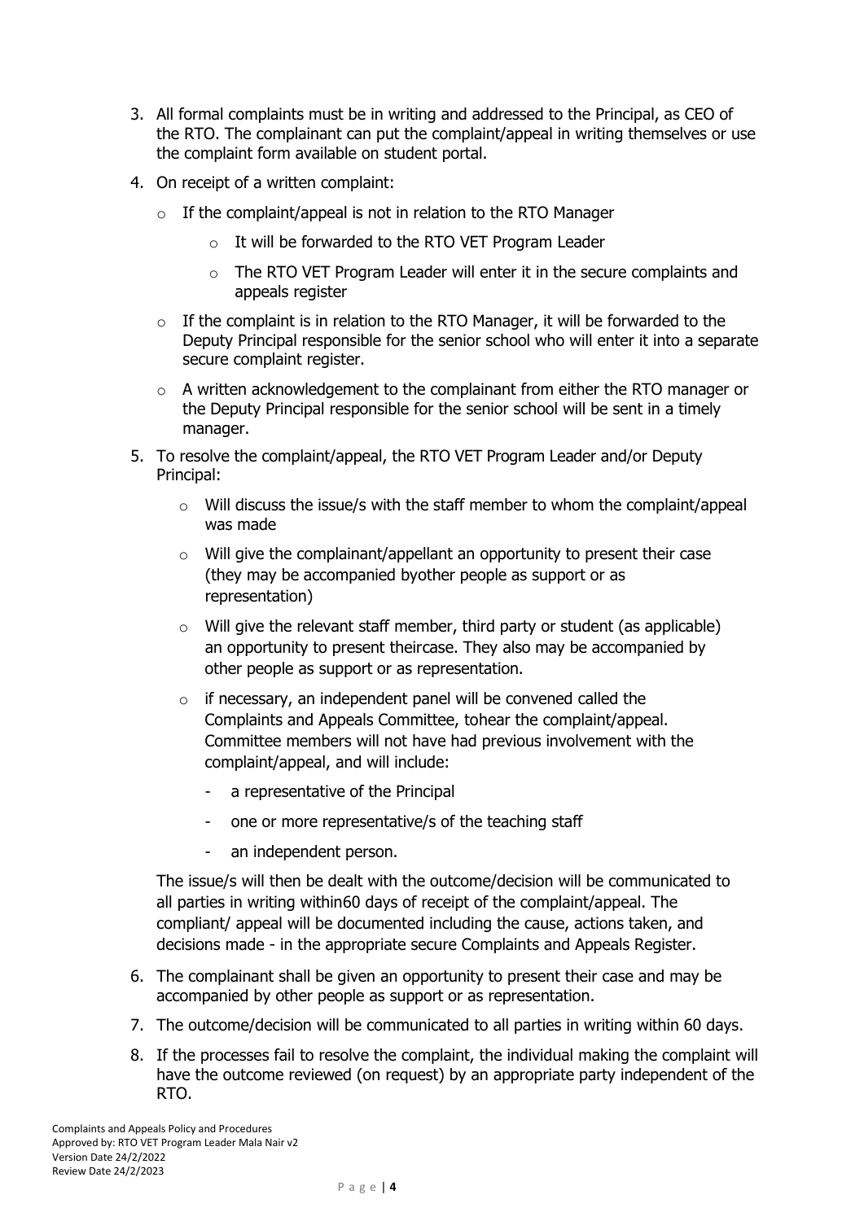3. All formal complaints must be in writing and addressed to the Principal, as CEO of the RTO. The complainant can put the complaint/appeal in writing themselves or use the complaint form available on student portal.
4. On receipt of a written complaint:
   - If the complaint/appeal is not in relation to the RTO Manager
     - It will be forwarded to the RTO VET Program Leader
     - The RTO VET Program Leader will enter it in the secure complaints and appeals register
   - If the complaint is in relation to the RTO Manager, it will be forwarded to the Deputy Principal responsible for the senior school who will enter it into a separate secure complaint register.
   - A written acknowledgement to the complainant from either the RTO manager or the Deputy Principal responsible for the senior school will be sent in a timely manager.
5. To resolve the complaint/appeal, the RTO VET Program Leader and/or Deputy Principal:
   - Will discuss the issue/s with the staff member to whom the complaint/appeal was made
   - Will give the complainant/appellant an opportunity to present their case (they may be accompanied byother people as support or as representation)
   - Will give the relevant staff member, third party or student (as applicable) an opportunity to present theircase. They also may be accompanied by other people as support or as representation.
   - if necessary, an independent panel will be convened called the Complaints and Appeals Committee, tohear the complaint/appeal. Committee members will not have had previous involvement with the complaint/appeal, and will include:
     - a representative of the Principal
     - one or more representative/s of the teaching staff
     - an independent person.

   The issue/s will then be dealt with the outcome/decision will be communicated to all parties in writing within60 days of receipt of the complaint/appeal. The compliant/ appeal will be documented including the cause, actions taken, and decisions made - in the appropriate secure Complaints and Appeals Register.
6. The complainant shall be given an opportunity to present their case and may be accompanied by other people as support or as representation.
7. The outcome/decision will be communicated to all parties in writing within 60 days.
8. If the processes fail to resolve the complaint, the individual making the complaint will have the outcome reviewed (on request) by an appropriate party independent of the RTO.

Complaints and Appeals Policy and Procedures
Approved by: RTO VET Program Leader Mala Nair v2
Version Date 24/2/2022
Review Date 24/2/2023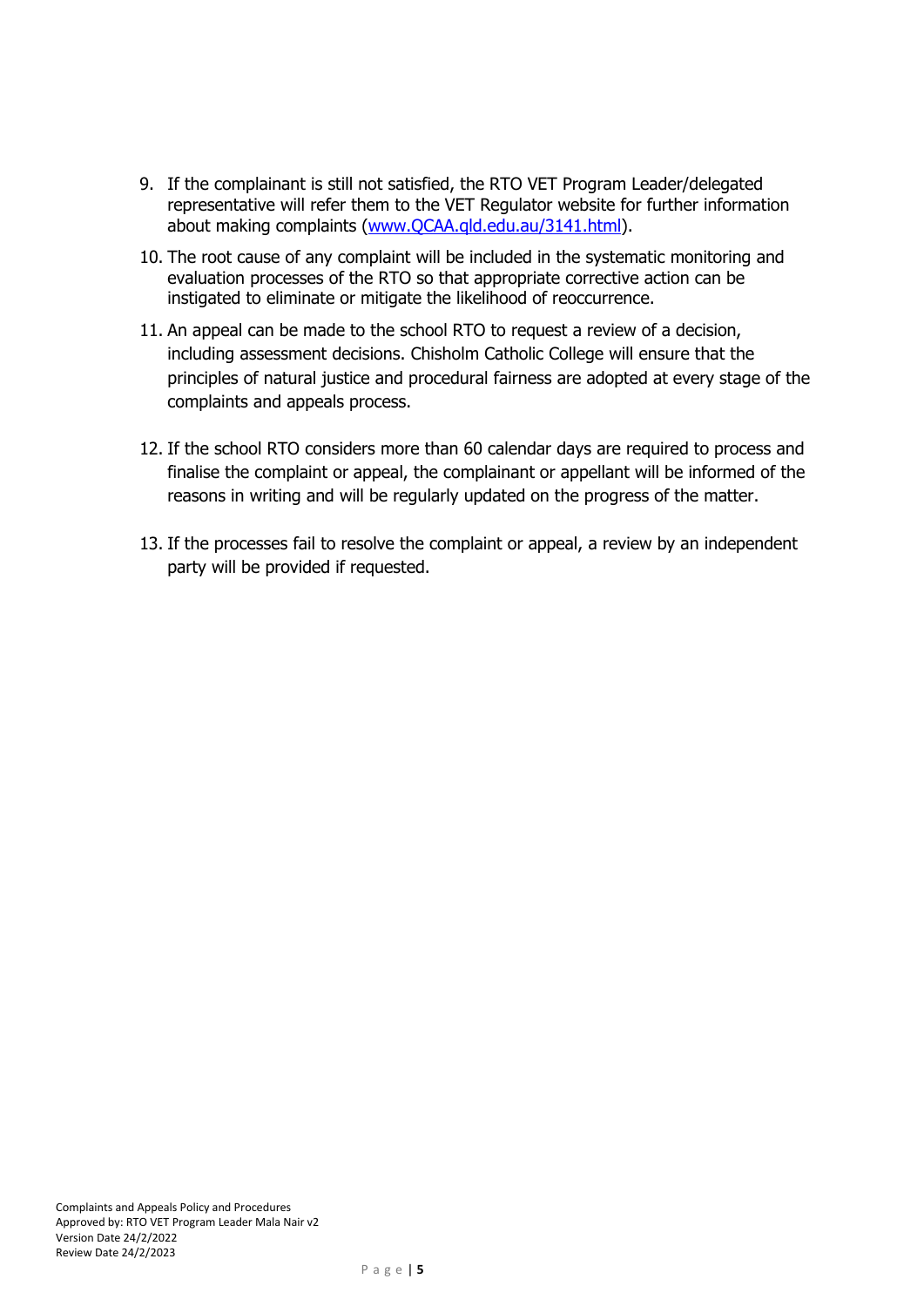9. If the complainant is still not satisfied, the RTO VET Program Leader/delegated representative will refer them to the VET Regulator website for further information about making complaints ([www.QCAA.qld.edu.au/3141.html](www.QCAA.qld.edu.au/3141.html)).
10. The root cause of any complaint will be included in the systematic monitoring and evaluation processes of the RTO so that appropriate corrective action can be instigated to eliminate or mitigate the likelihood of reoccurrence.
11. An appeal can be made to the school RTO to request a review of a decision, including assessment decisions. Chisholm Catholic College will ensure that the principles of natural justice and procedural fairness are adopted at every stage of the complaints and appeals process.
12. If the school RTO considers more than 60 calendar days are required to process and finalise the complaint or appeal, the complainant or appellant will be informed of the reasons in writing and will be regularly updated on the progress of the matter.
13. If the processes fail to resolve the complaint or appeal, a review by an independent party will be provided if requested.